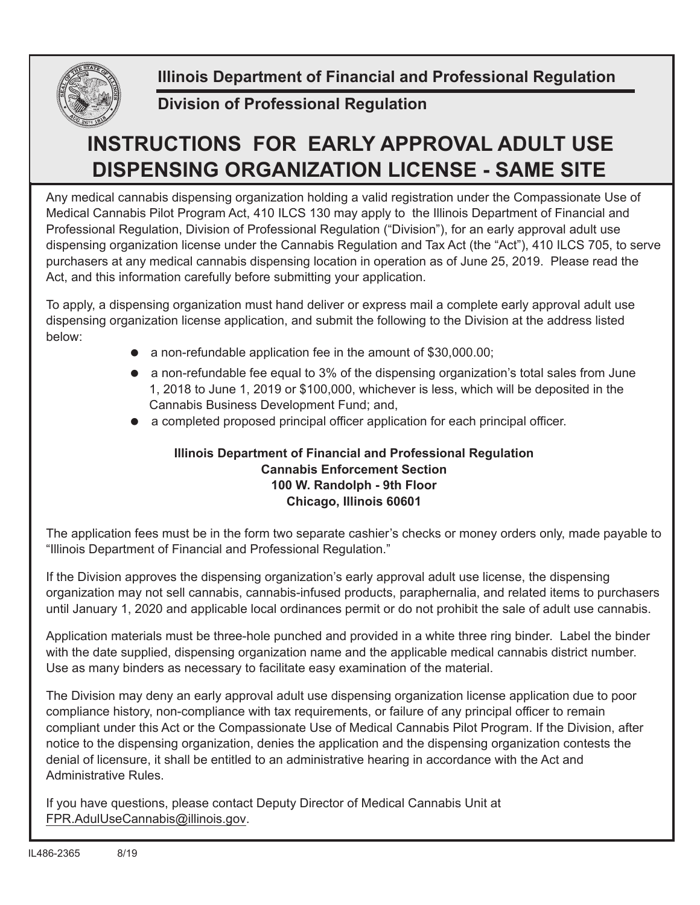**Illinois Department of Financial and Professional Regulation**

**Division of Professional Regulation**

# INSTRUCTIONS FOR EARLY APPROVAL ADULT USE DISPENSING ORGANIZATION LICENSE - SAME SITE

Any medical cannabis dispensing organization holding a valid registration under the Compassionate Use of Medical Cannabis Pilot Program Act, 410 ILCS 130 may apply to the Illinois Department of Financial and Professional Regulation, Division of Professional Regulation ("Division"), for an early approval adult use dispensing organization license under the Cannabis Regulation and Tax Act (the "Act"), 410 ILCS 705, to serve purchasers at any medical cannabis dispensing location in operation as of June 25, 2019. Please read the Act, and this information carefully before submitting your application.

To apply, a dispensing organization must hand deliver or express mail a complete early approval adult use dispensing organization license application, and submit the following to the Division at the address listed below:

- a non-refundable application fee in the amount of $30,000.00;
- a non-refundable fee equal to 3% of the dispensing organization's total sales from June 1, 2018 to June 1, 2019 or $100,000, whichever is less, which will be deposited in the Cannabis Business Development Fund; and,
- a completed proposed principal officer application for each principal officer.

**Illinois Department of Financial and Professional Regulation**
**Cannabis Enforcement Section**
**100 W. Randolph - 9th Floor**
**Chicago, Illinois 60601**

The application fees must be in the form two separate cashier's checks or money orders only, made payable to "Illinois Department of Financial and Professional Regulation."

If the Division approves the dispensing organization's early approval adult use license, the dispensing organization may not sell cannabis, cannabis-infused products, paraphernalia, and related items to purchasers until January 1, 2020 and applicable local ordinances permit or do not prohibit the sale of adult use cannabis.

Application materials must be three-hole punched and provided in a white three ring binder. Label the binder with the date supplied, dispensing organization name and the applicable medical cannabis district number. Use as many binders as necessary to facilitate easy examination of the material.

The Division may deny an early approval adult use dispensing organization license application due to poor compliance history, non-compliance with tax requirements, or failure of any principal officer to remain compliant under this Act or the Compassionate Use of Medical Cannabis Pilot Program. If the Division, after notice to the dispensing organization, denies the application and the dispensing organization contests the denial of licensure, it shall be entitled to an administrative hearing in accordance with the Act and Administrative Rules.

If you have questions, please contact Deputy Director of Medical Cannabis Unit at FPR.AdulUseCannabis@illinois.gov.

IL486-2365 8/19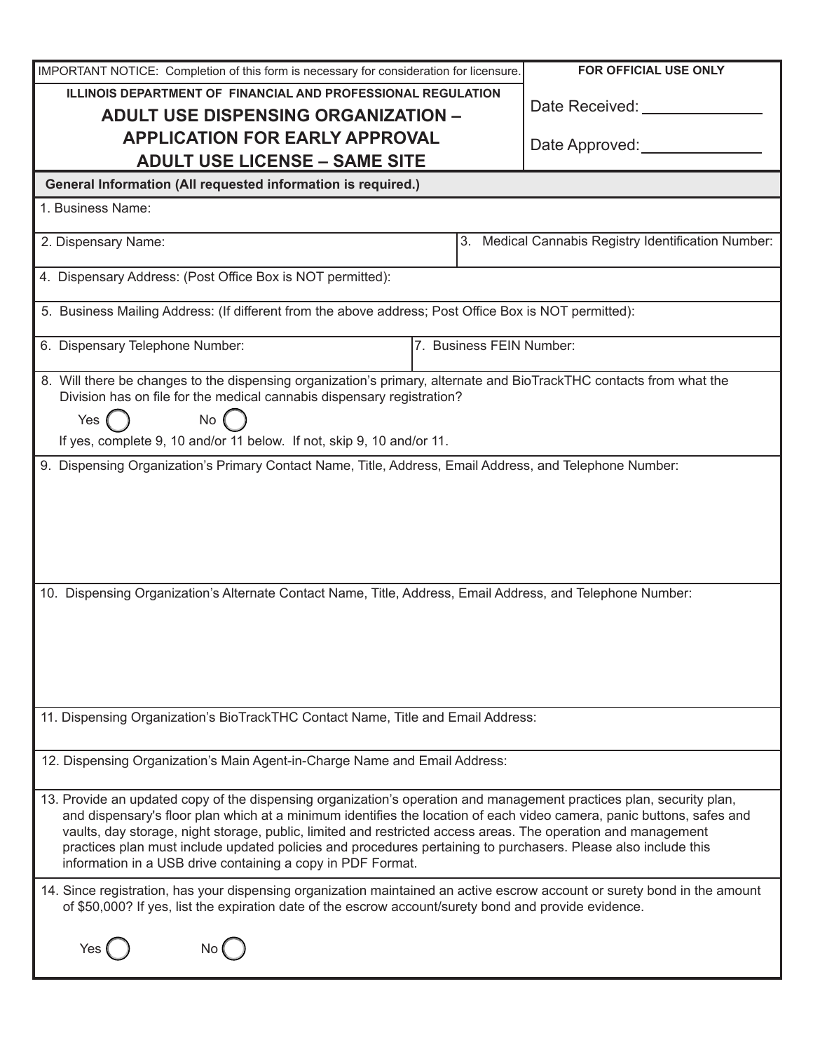IMPORTANT NOTICE: Completion of this form is necessary for consideration for licensure.

**ILLINOIS DEPARTMENT OF FINANCIAL AND PROFESSIONAL REGULATION**

# ADULT USE DISPENSING ORGANIZATION – APPLICATION FOR EARLY APPROVAL ADULT USE LICENSE – SAME SITE

**FOR OFFICIAL USE ONLY**

Date Received: ______________

Date Approved: ______________

**General Information (All requested information is required.)**

1. Business Name:

2. Dispensary Name:

3. Medical Cannabis Registry Identification Number:

4. Dispensary Address: (Post Office Box is NOT permitted):

5. Business Mailing Address: (If different from the above address; Post Office Box is NOT permitted):

6. Dispensary Telephone Number:

7. Business FEIN Number:

8. Will there be changes to the dispensing organization's primary, alternate and BioTrackTHC contacts from what the Division has on file for the medical cannabis dispensary registration?

   Yes ◯ No ◯

   If yes, complete 9, 10 and/or 11 below. If not, skip 9, 10 and/or 11.

9. Dispensing Organization's Primary Contact Name, Title, Address, Email Address, and Telephone Number:

10. Dispensing Organization's Alternate Contact Name, Title, Address, Email Address, and Telephone Number:

11. Dispensing Organization's BioTrackTHC Contact Name, Title and Email Address:

12. Dispensing Organization's Main Agent-in-Charge Name and Email Address:

13. Provide an updated copy of the dispensing organization's operation and management practices plan, security plan, and dispensary's floor plan which at a minimum identifies the location of each video camera, panic buttons, safes and vaults, day storage, night storage, public, limited and restricted access areas. The operation and management practices plan must include updated policies and procedures pertaining to purchasers. Please also include this information in a USB drive containing a copy in PDF Format.

14. Since registration, has your dispensing organization maintained an active escrow account or surety bond in the amount of $50,000? If yes, list the expiration date of the escrow account/surety bond and provide evidence.

    Yes ◯ No ◯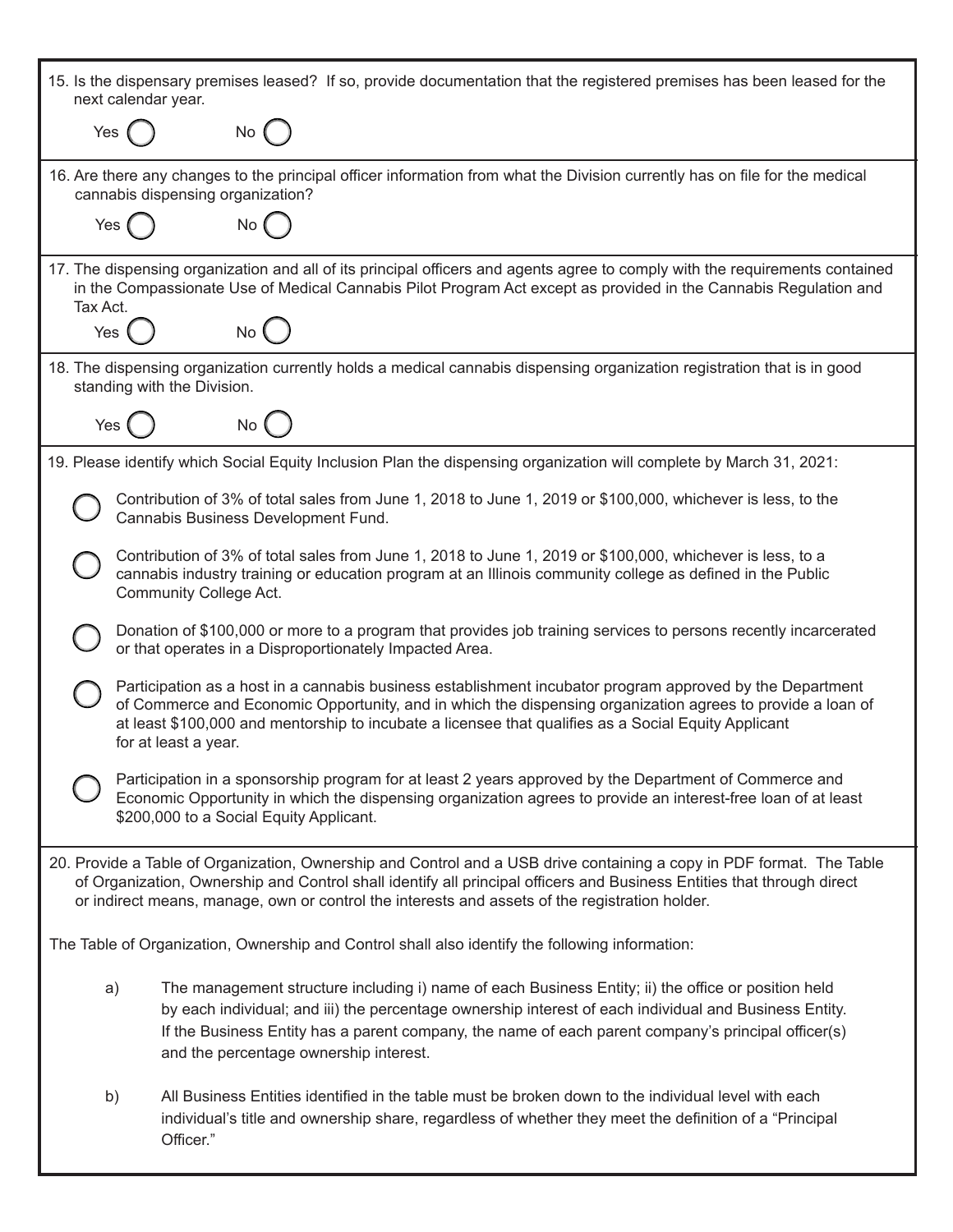15. Is the dispensary premises leased? If so, provide documentation that the registered premises has been leased for the next calendar year.

   Yes ◯ No ◯

16. Are there any changes to the principal officer information from what the Division currently has on file for the medical cannabis dispensing organization?

   Yes ◯ No ◯

17. The dispensing organization and all of its principal officers and agents agree to comply with the requirements contained in the Compassionate Use of Medical Cannabis Pilot Program Act except as provided in the Cannabis Regulation and Tax Act.

   Yes ◯ No ◯

18. The dispensing organization currently holds a medical cannabis dispensing organization registration that is in good standing with the Division.

   Yes ◯ No ◯

19. Please identify which Social Equity Inclusion Plan the dispensing organization will complete by March 31, 2021:

   ◯ Contribution of 3% of total sales from June 1, 2018 to June 1, 2019 or $100,000, whichever is less, to the Cannabis Business Development Fund.

   ◯ Contribution of 3% of total sales from June 1, 2018 to June 1, 2019 or $100,000, whichever is less, to a cannabis industry training or education program at an Illinois community college as defined in the Public Community College Act.

   ◯ Donation of $100,000 or more to a program that provides job training services to persons recently incarcerated or that operates in a Disproportionately Impacted Area.

   ◯ Participation as a host in a cannabis business establishment incubator program approved by the Department of Commerce and Economic Opportunity, and in which the dispensing organization agrees to provide a loan of at least $100,000 and mentorship to incubate a licensee that qualifies as a Social Equity Applicant for at least a year.

   ◯ Participation in a sponsorship program for at least 2 years approved by the Department of Commerce and Economic Opportunity in which the dispensing organization agrees to provide an interest-free loan of at least $200,000 to a Social Equity Applicant.

20. Provide a Table of Organization, Ownership and Control and a USB drive containing a copy in PDF format. The Table of Organization, Ownership and Control shall identify all principal officers and Business Entities that through direct or indirect means, manage, own or control the interests and assets of the registration holder.

The Table of Organization, Ownership and Control shall also identify the following information:

a) The management structure including i) name of each Business Entity; ii) the office or position held by each individual; and iii) the percentage ownership interest of each individual and Business Entity. If the Business Entity has a parent company, the name of each parent company's principal officer(s) and the percentage ownership interest.

b) All Business Entities identified in the table must be broken down to the individual level with each individual's title and ownership share, regardless of whether they meet the definition of a "Principal Officer."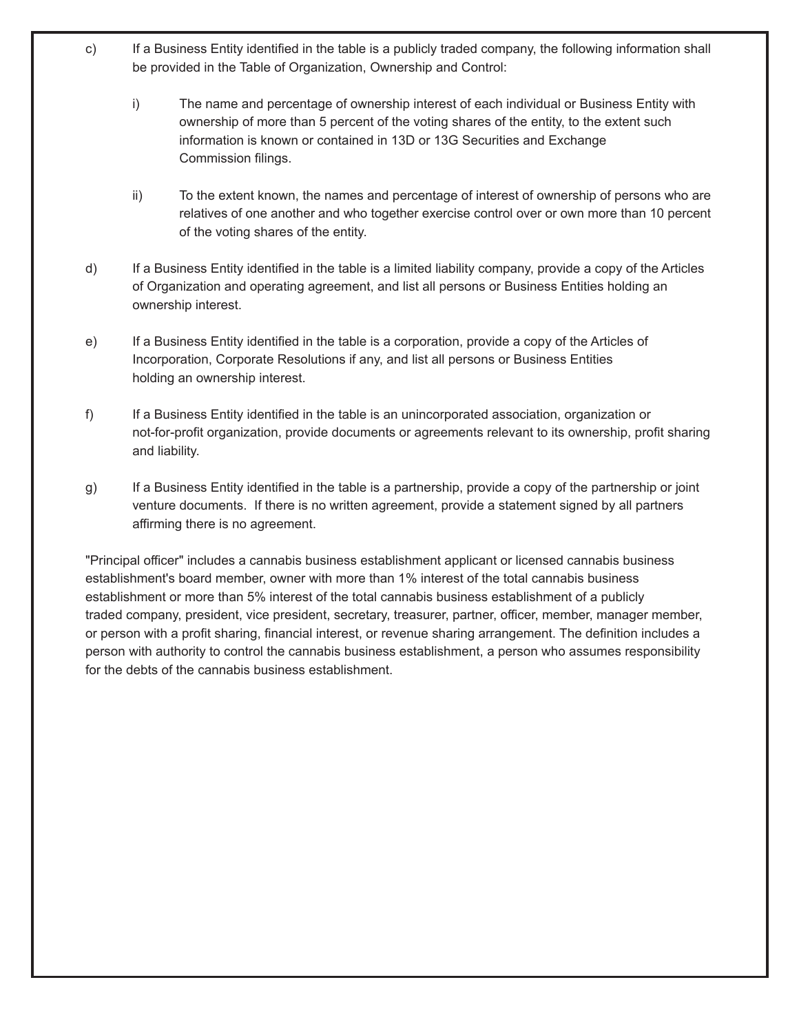c) If a Business Entity identified in the table is a publicly traded company, the following information shall be provided in the Table of Organization, Ownership and Control:

   i) The name and percentage of ownership interest of each individual or Business Entity with ownership of more than 5 percent of the voting shares of the entity, to the extent such information is known or contained in 13D or 13G Securities and Exchange Commission filings.

   ii) To the extent known, the names and percentage of interest of ownership of persons who are relatives of one another and who together exercise control over or own more than 10 percent of the voting shares of the entity.

d) If a Business Entity identified in the table is a limited liability company, provide a copy of the Articles of Organization and operating agreement, and list all persons or Business Entities holding an ownership interest.

e) If a Business Entity identified in the table is a corporation, provide a copy of the Articles of Incorporation, Corporate Resolutions if any, and list all persons or Business Entities holding an ownership interest.

f) If a Business Entity identified in the table is an unincorporated association, organization or not-for-profit organization, provide documents or agreements relevant to its ownership, profit sharing and liability.

g) If a Business Entity identified in the table is a partnership, provide a copy of the partnership or joint venture documents. If there is no written agreement, provide a statement signed by all partners affirming there is no agreement.

"Principal officer" includes a cannabis business establishment applicant or licensed cannabis business establishment's board member, owner with more than 1% interest of the total cannabis business establishment or more than 5% interest of the total cannabis business establishment of a publicly traded company, president, vice president, secretary, treasurer, partner, officer, member, manager member, or person with a profit sharing, financial interest, or revenue sharing arrangement. The definition includes a person with authority to control the cannabis business establishment, a person who assumes responsibility for the debts of the cannabis business establishment.